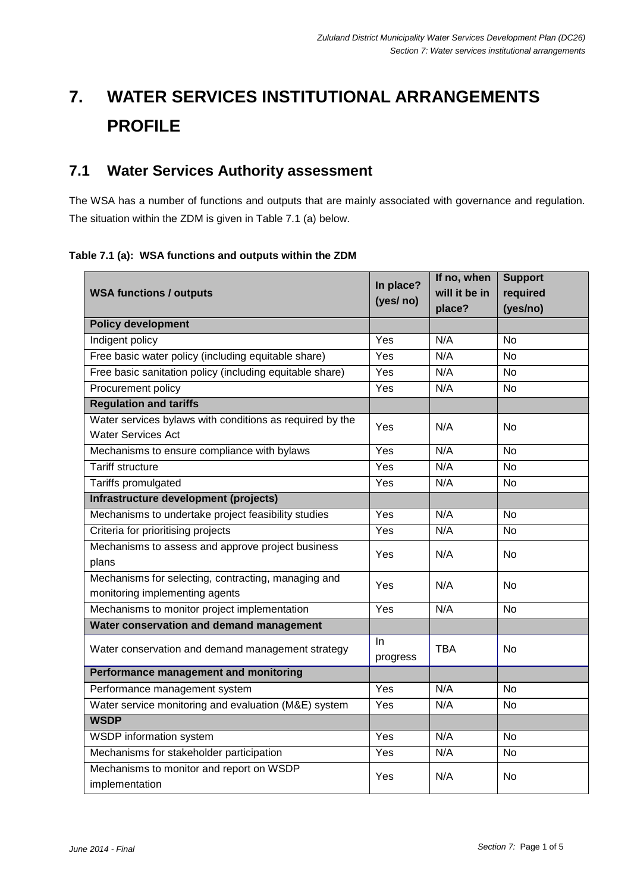# 7. WATER SERVICES INSTITUTIONAL ARRANGEMENTS PROFILE

## 7.1 Water Services Authority assessment

The WSA has a number of functions and outputs that are mainly associated with governance and regulation. The situation within the ZDM is given in Table 7.1 (a) below.

**Table 7.1 (a): WSA functions and outputs within the ZDM**

| WSA functions / outputs | In place? (yes/ no) | If no, when will it be in place? | Support required (yes/no) |
|---|---|---|---|
| **Policy development** | | | |
| Indigent policy | Yes | N/A | No |
| Free basic water policy (including equitable share) | Yes | N/A | No |
| Free basic sanitation policy (including equitable share) | Yes | N/A | No |
| Procurement policy | Yes | N/A | No |
| **Regulation and tariffs** | | | |
| Water services bylaws with conditions as required by the Water Services Act | Yes | N/A | No |
| Mechanisms to ensure compliance with bylaws | Yes | N/A | No |
| Tariff structure | Yes | N/A | No |
| Tariffs promulgated | Yes | N/A | No |
| **Infrastructure development (projects)** | | | |
| Mechanisms to undertake project feasibility studies | Yes | N/A | No |
| Criteria for prioritising projects | Yes | N/A | No |
| Mechanisms to assess and approve project business plans | Yes | N/A | No |
| Mechanisms for selecting, contracting, managing and monitoring implementing agents | Yes | N/A | No |
| Mechanisms to monitor project implementation | Yes | N/A | No |
| **Water conservation and demand management** | | | |
| Water conservation and demand management strategy | In progress | TBA | No |
| **Performance management and monitoring** | | | |
| Performance management system | Yes | N/A | No |
| Water service monitoring and evaluation (M&E) system | Yes | N/A | No |
| **WSDP** | | | |
| WSDP information system | Yes | N/A | No |
| Mechanisms for stakeholder participation | Yes | N/A | No |
| Mechanisms to monitor and report on WSDP implementation | Yes | N/A | No |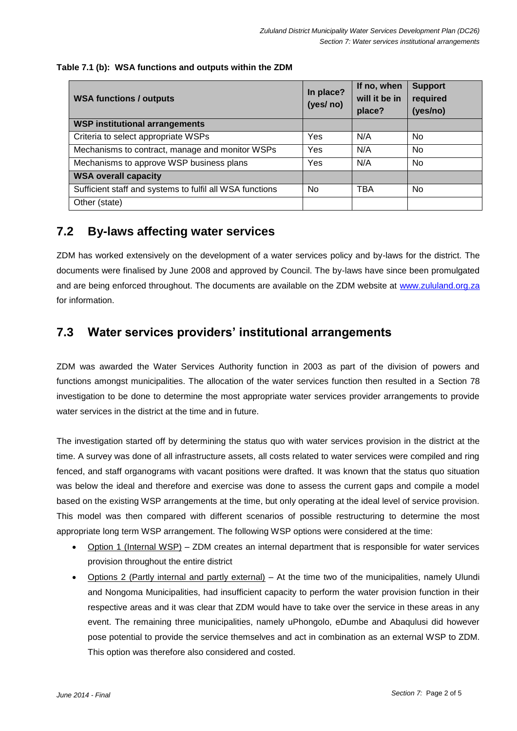**Table 7.1 (b): WSA functions and outputs within the ZDM**

| WSA functions / outputs | In place? (yes/ no) | If no, when will it be in place? | Support required (yes/no) |
|---|---|---|---|
| **WSP institutional arrangements** | | | |
| Criteria to select appropriate WSPs | Yes | N/A | No |
| Mechanisms to contract, manage and monitor WSPs | Yes | N/A | No |
| Mechanisms to approve WSP business plans | Yes | N/A | No |
| **WSA overall capacity** | | | |
| Sufficient staff and systems to fulfil all WSA functions | No | TBA | No |
| Other (state) | | | |

## 7.2 By-laws affecting water services

ZDM has worked extensively on the development of a water services policy and by-laws for the district. The documents were finalised by June 2008 and approved by Council. The by-laws have since been promulgated and are being enforced throughout. The documents are available on the ZDM website at www.zululand.org.za for information.

## 7.3 Water services providers' institutional arrangements

ZDM was awarded the Water Services Authority function in 2003 as part of the division of powers and functions amongst municipalities. The allocation of the water services function then resulted in a Section 78 investigation to be done to determine the most appropriate water services provider arrangements to provide water services in the district at the time and in future.

The investigation started off by determining the status quo with water services provision in the district at the time. A survey was done of all infrastructure assets, all costs related to water services were compiled and ring fenced, and staff organograms with vacant positions were drafted. It was known that the status quo situation was below the ideal and therefore and exercise was done to assess the current gaps and compile a model based on the existing WSP arrangements at the time, but only operating at the ideal level of service provision. This model was then compared with different scenarios of possible restructuring to determine the most appropriate long term WSP arrangement. The following WSP options were considered at the time:

- Option 1 (Internal WSP) – ZDM creates an internal department that is responsible for water services provision throughout the entire district
- Options 2 (Partly internal and partly external) – At the time two of the municipalities, namely Ulundi and Nongoma Municipalities, had insufficient capacity to perform the water provision function in their respective areas and it was clear that ZDM would have to take over the service in these areas in any event. The remaining three municipalities, namely uPhongolo, eDumbe and Abaqulusi did however pose potential to provide the service themselves and act in combination as an external WSP to ZDM. This option was therefore also considered and costed.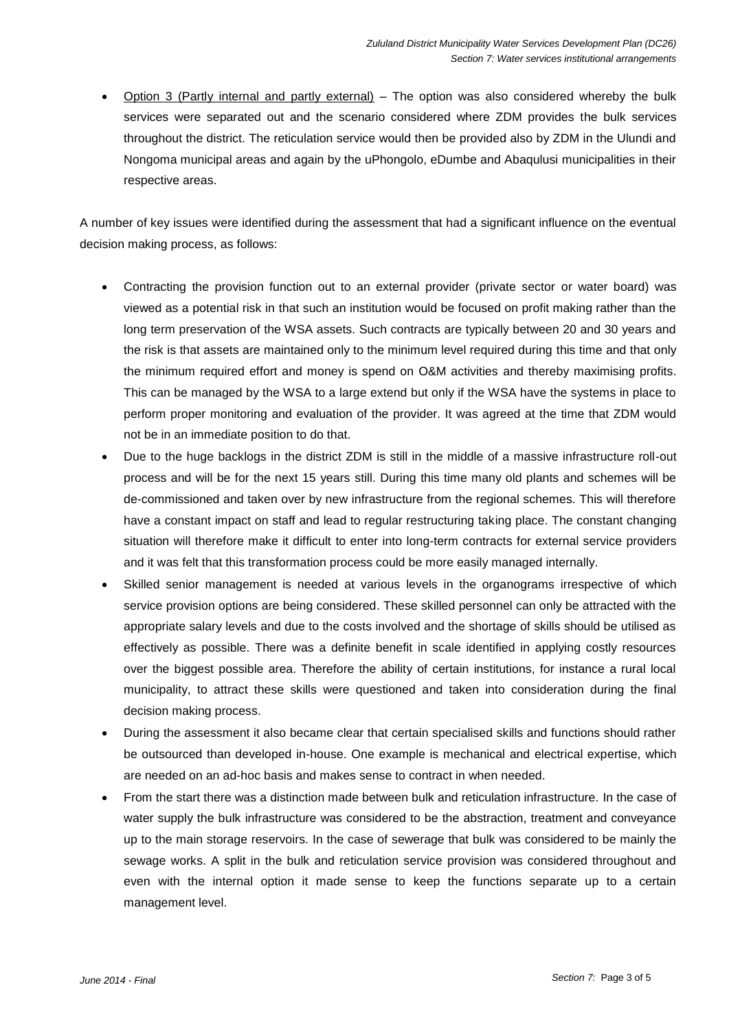- Option 3 (Partly internal and partly external) – The option was also considered whereby the bulk services were separated out and the scenario considered where ZDM provides the bulk services throughout the district. The reticulation service would then be provided also by ZDM in the Ulundi and Nongoma municipal areas and again by the uPhongolo, eDumbe and Abaqulusi municipalities in their respective areas.

A number of key issues were identified during the assessment that had a significant influence on the eventual decision making process, as follows:

- Contracting the provision function out to an external provider (private sector or water board) was viewed as a potential risk in that such an institution would be focused on profit making rather than the long term preservation of the WSA assets. Such contracts are typically between 20 and 30 years and the risk is that assets are maintained only to the minimum level required during this time and that only the minimum required effort and money is spend on O&M activities and thereby maximising profits. This can be managed by the WSA to a large extend but only if the WSA have the systems in place to perform proper monitoring and evaluation of the provider. It was agreed at the time that ZDM would not be in an immediate position to do that.
- Due to the huge backlogs in the district ZDM is still in the middle of a massive infrastructure roll-out process and will be for the next 15 years still. During this time many old plants and schemes will be de-commissioned and taken over by new infrastructure from the regional schemes. This will therefore have a constant impact on staff and lead to regular restructuring taking place. The constant changing situation will therefore make it difficult to enter into long-term contracts for external service providers and it was felt that this transformation process could be more easily managed internally.
- Skilled senior management is needed at various levels in the organograms irrespective of which service provision options are being considered. These skilled personnel can only be attracted with the appropriate salary levels and due to the costs involved and the shortage of skills should be utilised as effectively as possible. There was a definite benefit in scale identified in applying costly resources over the biggest possible area. Therefore the ability of certain institutions, for instance a rural local municipality, to attract these skills were questioned and taken into consideration during the final decision making process.
- During the assessment it also became clear that certain specialised skills and functions should rather be outsourced than developed in-house. One example is mechanical and electrical expertise, which are needed on an ad-hoc basis and makes sense to contract in when needed.
- From the start there was a distinction made between bulk and reticulation infrastructure. In the case of water supply the bulk infrastructure was considered to be the abstraction, treatment and conveyance up to the main storage reservoirs. In the case of sewerage that bulk was considered to be mainly the sewage works. A split in the bulk and reticulation service provision was considered throughout and even with the internal option it made sense to keep the functions separate up to a certain management level.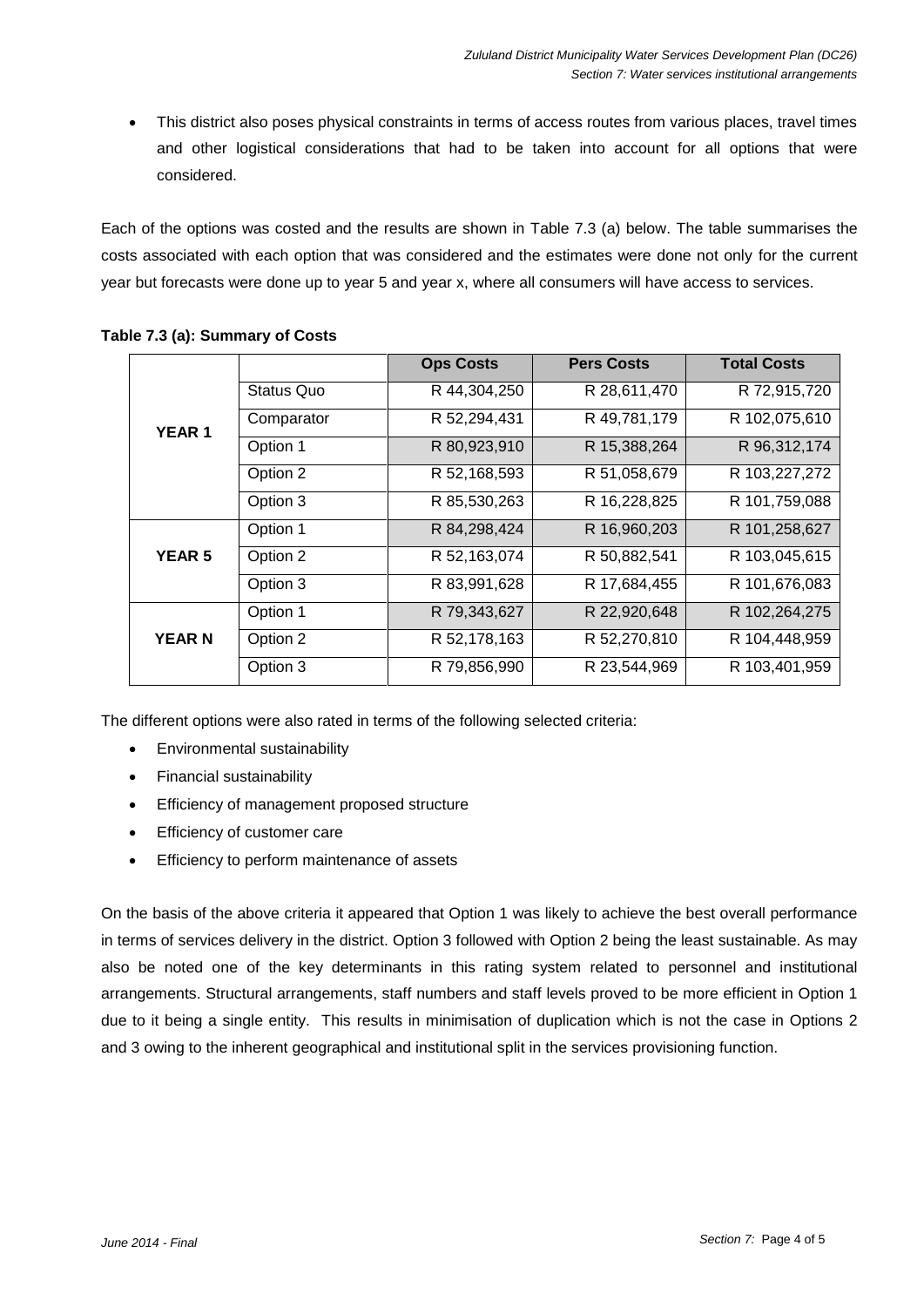- This district also poses physical constraints in terms of access routes from various places, travel times and other logistical considerations that had to be taken into account for all options that were considered.

Each of the options was costed and the results are shown in Table 7.3 (a) below. The table summarises the costs associated with each option that was considered and the estimates were done not only for the current year but forecasts were done up to year 5 and year x, where all consumers will have access to services.

**Table 7.3 (a): Summary of Costs**

| | | Ops Costs | Pers Costs | Total Costs |
|---|---|---|---|---|
| **YEAR 1** | Status Quo | R 44,304,250 | R 28,611,470 | R 72,915,720 |
| | Comparator | R 52,294,431 | R 49,781,179 | R 102,075,610 |
| | Option 1 | R 80,923,910 | R 15,388,264 | R 96,312,174 |
| | Option 2 | R 52,168,593 | R 51,058,679 | R 103,227,272 |
| | Option 3 | R 85,530,263 | R 16,228,825 | R 101,759,088 |
| **YEAR 5** | Option 1 | R 84,298,424 | R 16,960,203 | R 101,258,627 |
| | Option 2 | R 52,163,074 | R 50,882,541 | R 103,045,615 |
| | Option 3 | R 83,991,628 | R 17,684,455 | R 101,676,083 |
| **YEAR N** | Option 1 | R 79,343,627 | R 22,920,648 | R 102,264,275 |
| | Option 2 | R 52,178,163 | R 52,270,810 | R 104,448,959 |
| | Option 3 | R 79,856,990 | R 23,544,969 | R 103,401,959 |

The different options were also rated in terms of the following selected criteria:

- Environmental sustainability
- Financial sustainability
- Efficiency of management proposed structure
- Efficiency of customer care
- Efficiency to perform maintenance of assets

On the basis of the above criteria it appeared that Option 1 was likely to achieve the best overall performance in terms of services delivery in the district. Option 3 followed with Option 2 being the least sustainable. As may also be noted one of the key determinants in this rating system related to personnel and institutional arrangements. Structural arrangements, staff numbers and staff levels proved to be more efficient in Option 1 due to it being a single entity. This results in minimisation of duplication which is not the case in Options 2 and 3 owing to the inherent geographical and institutional split in the services provisioning function.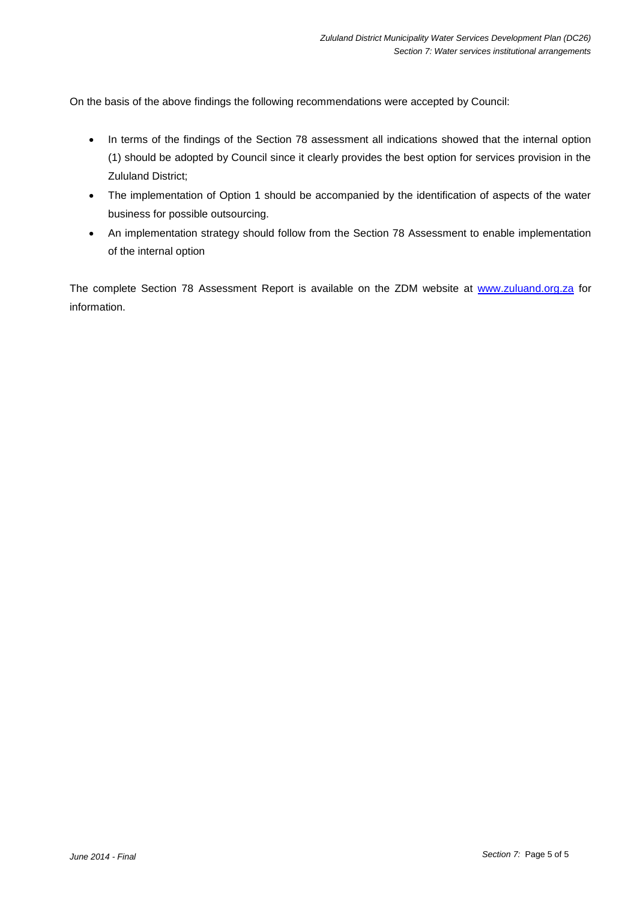On the basis of the above findings the following recommendations were accepted by Council:

- In terms of the findings of the Section 78 assessment all indications showed that the internal option (1) should be adopted by Council since it clearly provides the best option for services provision in the Zululand District;
- The implementation of Option 1 should be accompanied by the identification of aspects of the water business for possible outsourcing.
- An implementation strategy should follow from the Section 78 Assessment to enable implementation of the internal option

The complete Section 78 Assessment Report is available on the ZDM website at [www.zuluand.org.za](www.zuluand.org.za) for information.